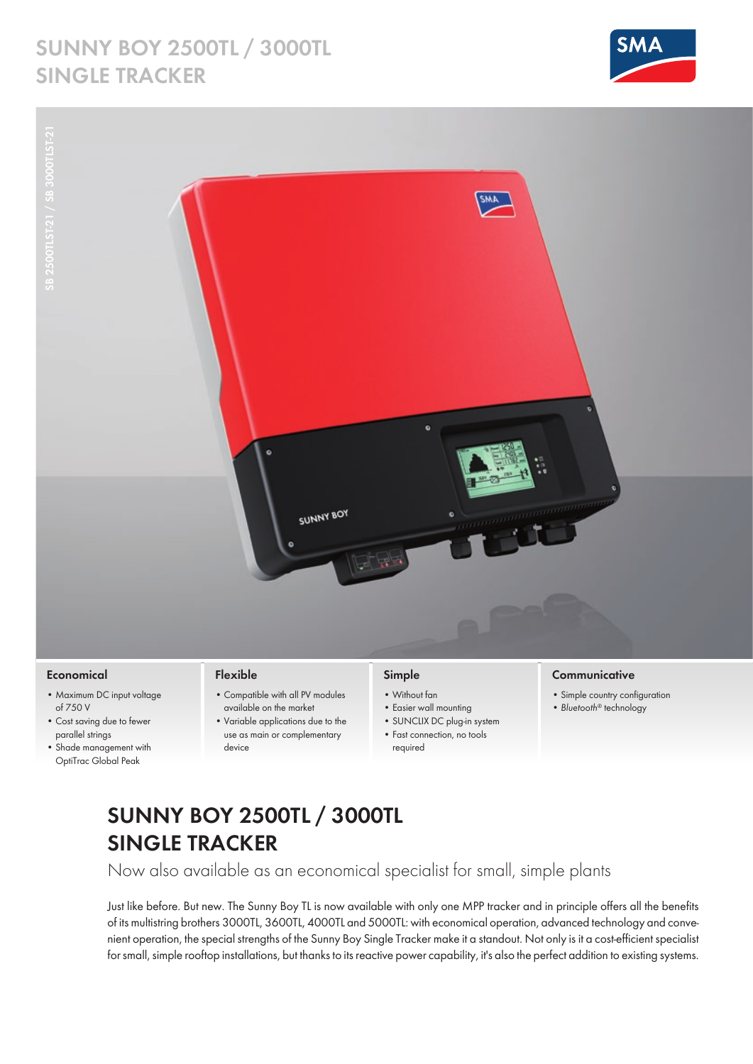# SUNNY BOY 2500TL / 3000TL SINGLE TRACKER

SB 2500TLST-21 / SB 3000TLST-21

### Economical

- Maximum DC input voltage of 750 V
- Cost saving due to fewer parallel strings
- Shade management with OptiTrac Global Peak

### Flexible

- Compatible with all PV modules available on the market
- Variable applications due to the use as main or complementary device

### Simple

- Without fan
- Easier wall mounting
- SUNCLIX DC plug-in system
- Fast connection, no tools required

### Communicative

- Simple country configuration
- *Bluetooth®* technology

## SUNNY BOY 2500TL / 3000TL SINGLE TRACKER

Now also available as an economical specialist for small, simple plants

Just like before. But new. The Sunny Boy TL is now available with only one MPP tracker and in principle offers all the benefits of its multistring brothers 3000TL, 3600TL, 4000TL and 5000TL: with economical operation, advanced technology and convenient operation, the special strengths of the Sunny Boy Single Tracker make it a standout. Not only is it a cost-efficient specialist for small, simple rooftop installations, but thanks to its reactive power capability, it's also the perfect addition to existing systems.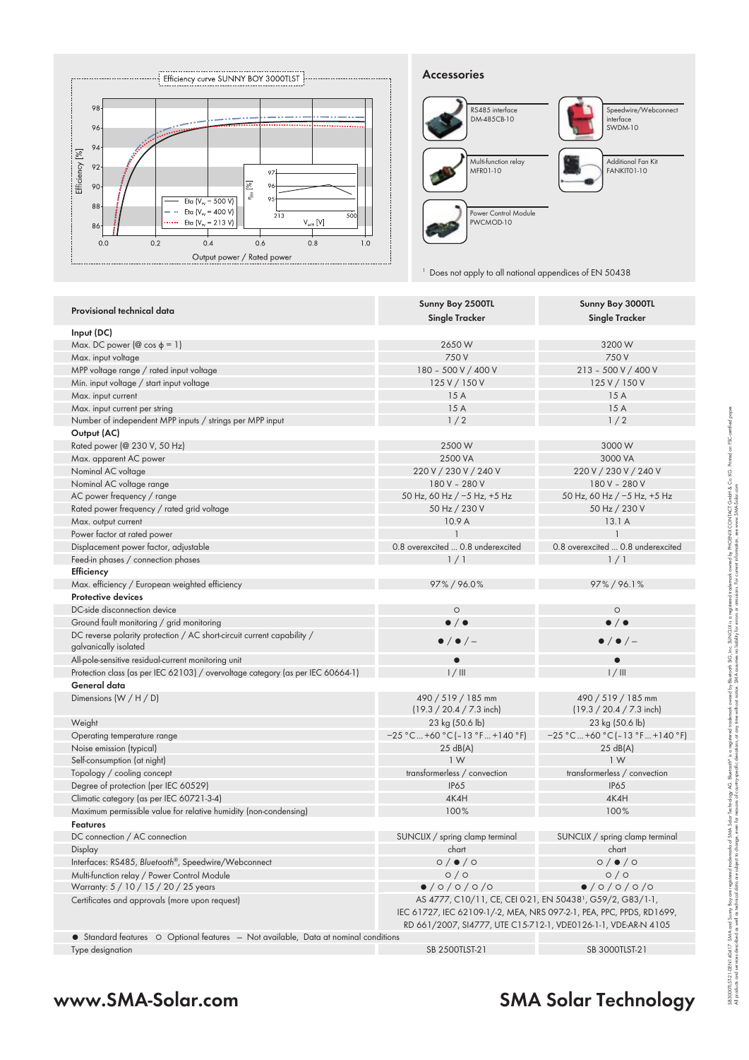Efficiency curve SUNNY BOY 3000TLST

98
96
94
92
90
88
86
Efficiency [%]
0.0 0.2 0.4 0.6 0.8 1.0
Output power / Rated power

Eta ($V_{PV}$ = 500 V)
Eta ($V_{PV}$ = 400 V)
Eta ($V_{PV}$ = 213 V)

97
96
95
$\eta_{EU}$ [%]
213 500
$V_{MPP}$ [V]

## Accessories

RS485 interface DM-485CB-10

Speedwire/Webconnect interface SWDM-10

Multi-function relay MFR01-10

Additional Fan Kit FANKIT01-10

Power Control Module PWCMOD-10

[1] Does not apply to all national appendices of EN 50438

| Provisional technical data | Sunny Boy 2500TL Single Tracker | Sunny Boy 3000TL Single Tracker |
|---|---|---|
| **Input (DC)** | | |
| Max. DC power (@ cos ϕ = 1) | 2650 W | 3200 W |
| Max. input voltage | 750 V | 750 V |
| MPP voltage range / rated input voltage | 180 – 500 V / 400 V | 213 – 500 V / 400 V |
| Min. input voltage / start input voltage | 125 V / 150 V | 125 V / 150 V |
| Max. input current | 15 A | 15 A |
| Max. input current per string | 15 A | 15 A |
| Number of independent MPP inputs / strings per MPP input | 1 / 2 | 1 / 2 |
| **Output (AC)** | | |
| Rated power (@ 230 V, 50 Hz) | 2500 W | 3000 W |
| Max. apparent AC power | 2500 VA | 3000 VA |
| Nominal AC voltage | 220 V / 230 V / 240 V | 220 V / 230 V / 240 V |
| Nominal AC voltage range | 180 V – 280 V | 180 V – 280 V |
| AC power frequency / range | 50 Hz, 60 Hz / −5 Hz, +5 Hz | 50 Hz, 60 Hz / −5 Hz, +5 Hz |
| Rated power frequency / rated grid voltage | 50 Hz / 230 V | 50 Hz / 230 V |
| Max. output current | 10.9 A | 13.1 A |
| Power factor at rated power | 1 | 1 |
| Displacement power factor, adjustable | 0.8 overexcited ... 0.8 underexcited | 0.8 overexcited ... 0.8 underexcited |
| Feed-in phases / connection phases | 1 / 1 | 1 / 1 |
| **Efficiency** | | |
| Max. efficiency / European weighted efficiency | 97% / 96.0% | 97% / 96.1% |
| **Protective devices** | | |
| DC-side disconnection device | ○ | ○ |
| Ground fault monitoring / grid monitoring | ● / ● | ● / ● |
| DC reverse polarity protection / AC short-circuit current capability / galvanically isolated | ● / ● / – | ● / ● / – |
| All-pole-sensitive residual-current monitoring unit | ● | ● |
| Protection class (as per IEC 62103) / overvoltage category (as per IEC 60664-1) | I / III | I / III |
| **General data** | | |
| Dimensions (W / H / D) | 490 / 519 / 185 mm (19.3 / 20.4 / 7.3 inch) | 490 / 519 / 185 mm (19.3 / 20.4 / 7.3 inch) |
| Weight | 23 kg (50.6 lb) | 23 kg (50.6 lb) |
| Operating temperature range | −25 °C ... +60 °C (−13 °F ... +140 °F) | −25 °C ... +60 °C (−13 °F ... +140 °F) |
| Noise emission (typical) | 25 dB(A) | 25 dB(A) |
| Self-consumption (at night) | 1 W | 1 W |
| Topology / cooling concept | transformerless / convection | transformerless / convection |
| Degree of protection (per IEC 60529) | IP65 | IP65 |
| Climatic category (as per IEC 60721-3-4) | 4K4H | 4K4H |
| Maximum permissible value for relative humidity (non-condensing) | 100% | 100% |
| **Features** | | |
| DC connection / AC connection | SUNCLIX / spring clamp terminal | SUNCLIX / spring clamp terminal |
| Display | chart | chart |
| Interfaces: RS485, *Bluetooth*®, Speedwire/Webconnect | ○ / ● / ○ | ○ / ● / ○ |
| Multi-function relay / Power Control Module | ○ / ○ | ○ / ○ |
| Warranty: 5 / 10 / 15 / 20 / 25 years | ● / ○ / ○ / ○ / ○ | ● / ○ / ○ / ○ / ○ |
| Certificates and approvals (more upon request) | AS 4777, C10/11, CE, CEI 0-21, EN 50438[1], G59/2, G83/1-1, IEC 61727, IEC 62109-1/-2, MEA, NRS 097-2-1, PEA, PPC, PPDS, RD1699, RD 661/2007, SI4777, UTE C15-712-1, VDE0126-1-1, VDE-AR-N 4105 | |
| ● Standard features ○ Optional features – Not available, Data at nominal conditions | | |
| Type designation | SB 2500TLST-21 | SB 3000TLST-21 |

www.SMA-Solar.com

SMA Solar Technology

SB3000TLST21-DEN140417 SMA and Sunny Boy are registered trademarks of SMA Solar Technology AG. Bluetooth® is a registered trademark owned by Bluetooth SIG, Inc. SUNCLIX is a registered trademark owned by PHOENIX CONTACT GmbH & Co. KG. Printed on FSC-certified paper. All products and services described as well as technical data are subject to change, even for reasons of country-specific deviations, at any time without notice. SMA assumes no liability for errors or omissions. For current information, see www.SMA-Solar.com